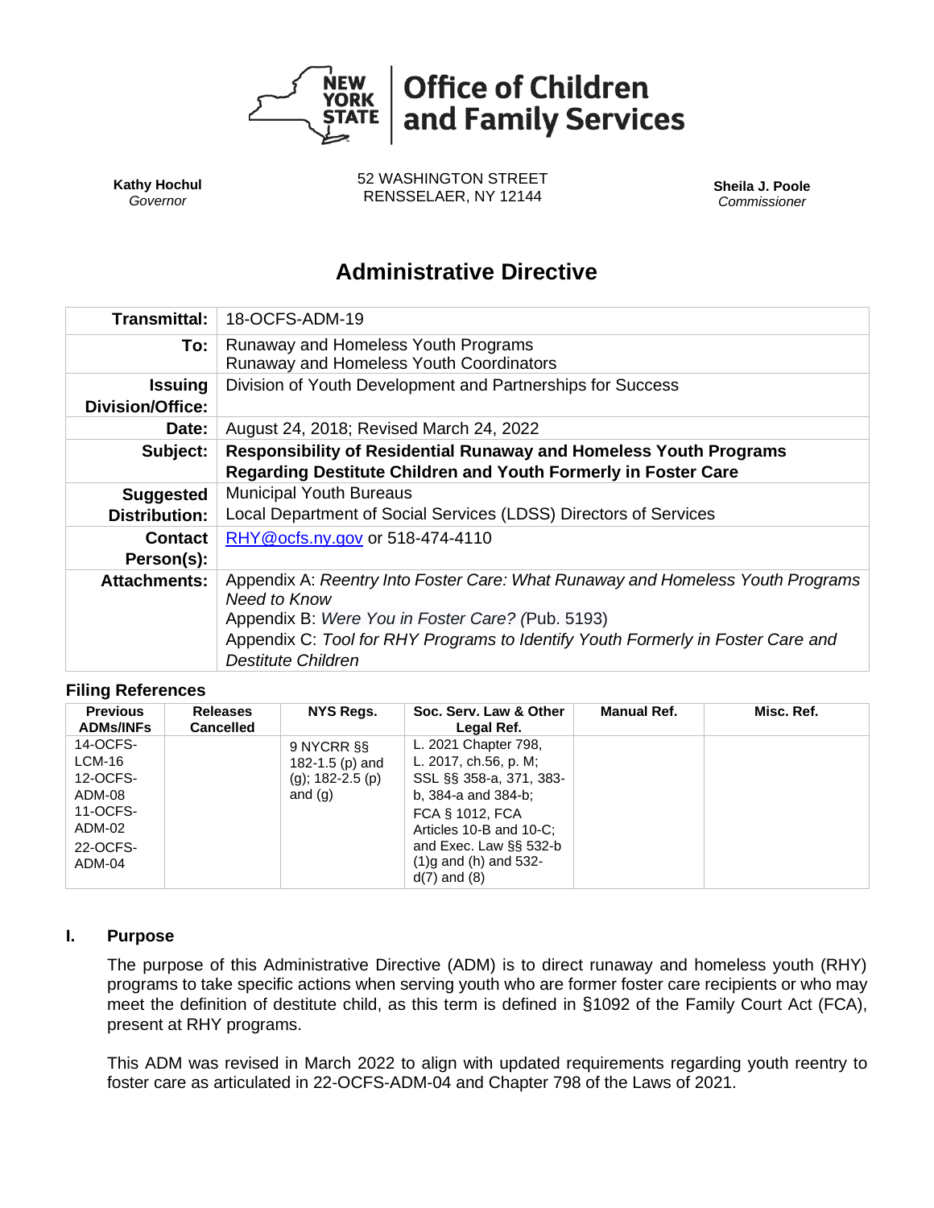**Office of Children and Family Services**

**Kathy Hochul**
*Governor*

52 WASHINGTON STREET
RENSSELAER, NY 12144

**Sheila J. Poole**
*Commissioner*

# Administrative Directive

| | |
|---|---|
| **Transmittal:** | 18-OCFS-ADM-19 |
| **To:** | Runaway and Homeless Youth Programs<br>Runaway and Homeless Youth Coordinators |
| **Issuing Division/Office:** | Division of Youth Development and Partnerships for Success |
| **Date:** | August 24, 2018; Revised March 24, 2022 |
| **Subject:** | **Responsibility of Residential Runaway and Homeless Youth Programs Regarding Destitute Children and Youth Formerly in Foster Care** |
| **Suggested Distribution:** | Municipal Youth Bureaus<br>Local Department of Social Services (LDSS) Directors of Services |
| **Contact Person(s):** | RHY@ocfs.ny.gov or 518-474-4110 |
| **Attachments:** | Appendix A: *Reentry Into Foster Care: What Runaway and Homeless Youth Programs Need to Know*<br>Appendix B: *Were You in Foster Care? (*Pub. 5193)<br>Appendix C: *Tool for RHY Programs to Identify Youth Formerly in Foster Care and Destitute Children* |

### Filing References

| Previous ADMs/INFs | Releases Cancelled | NYS Regs. | Soc. Serv. Law & Other Legal Ref. | Manual Ref. | Misc. Ref. |
|---|---|---|---|---|---|
| 14-OCFS-LCM-16<br>12-OCFS-ADM-08<br>11-OCFS-ADM-02<br>22-OCFS-ADM-04 | | 9 NYCRR §§ 182-1.5 (p) and (g); 182-2.5 (p) and (g) | L. 2021 Chapter 798, L. 2017, ch.56, p. M; SSL §§ 358-a, 371, 383-b, 384-a and 384-b; FCA § 1012, FCA Articles 10-B and 10-C; and Exec. Law §§ 532-b (1)g and (h) and 532-d(7) and (8) | | |

## I. Purpose

The purpose of this Administrative Directive (ADM) is to direct runaway and homeless youth (RHY) programs to take specific actions when serving youth who are former foster care recipients or who may meet the definition of destitute child, as this term is defined in §1092 of the Family Court Act (FCA), present at RHY programs.

This ADM was revised in March 2022 to align with updated requirements regarding youth reentry to foster care as articulated in 22-OCFS-ADM-04 and Chapter 798 of the Laws of 2021.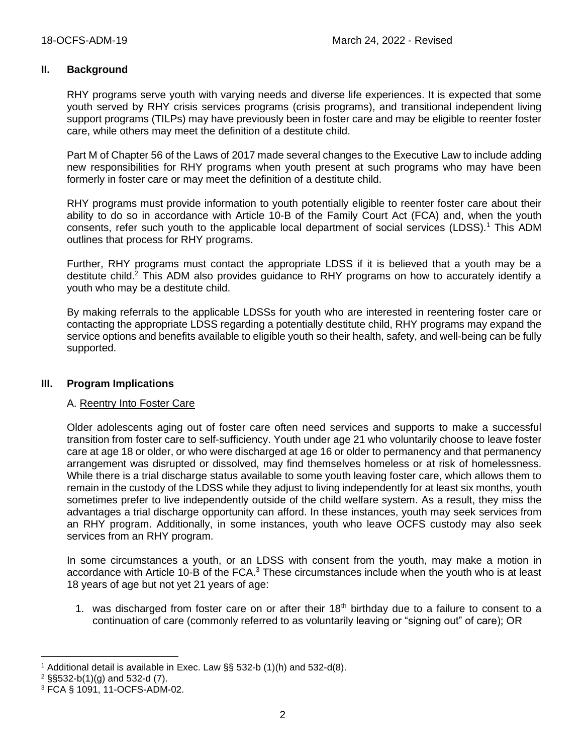## II. Background

RHY programs serve youth with varying needs and diverse life experiences. It is expected that some youth served by RHY crisis services programs (crisis programs), and transitional independent living support programs (TILPs) may have previously been in foster care and may be eligible to reenter foster care, while others may meet the definition of a destitute child.

Part M of Chapter 56 of the Laws of 2017 made several changes to the Executive Law to include adding new responsibilities for RHY programs when youth present at such programs who may have been formerly in foster care or may meet the definition of a destitute child.

RHY programs must provide information to youth potentially eligible to reenter foster care about their ability to do so in accordance with Article 10-B of the Family Court Act (FCA) and, when the youth consents, refer such youth to the applicable local department of social services (LDSS).[1] This ADM outlines that process for RHY programs.

Further, RHY programs must contact the appropriate LDSS if it is believed that a youth may be a destitute child.[2] This ADM also provides guidance to RHY programs on how to accurately identify a youth who may be a destitute child.

By making referrals to the applicable LDSSs for youth who are interested in reentering foster care or contacting the appropriate LDSS regarding a potentially destitute child, RHY programs may expand the service options and benefits available to eligible youth so their health, safety, and well-being can be fully supported.

## III. Program Implications

### A. Reentry Into Foster Care

Older adolescents aging out of foster care often need services and supports to make a successful transition from foster care to self-sufficiency. Youth under age 21 who voluntarily choose to leave foster care at age 18 or older, or who were discharged at age 16 or older to permanency and that permanency arrangement was disrupted or dissolved, may find themselves homeless or at risk of homelessness. While there is a trial discharge status available to some youth leaving foster care, which allows them to remain in the custody of the LDSS while they adjust to living independently for at least six months, youth sometimes prefer to live independently outside of the child welfare system. As a result, they miss the advantages a trial discharge opportunity can afford. In these instances, youth may seek services from an RHY program. Additionally, in some instances, youth who leave OCFS custody may also seek services from an RHY program.

In some circumstances a youth, or an LDSS with consent from the youth, may make a motion in accordance with Article 10-B of the FCA.[3] These circumstances include when the youth who is at least 18 years of age but not yet 21 years of age:

1. was discharged from foster care on or after their 18th birthday due to a failure to consent to a continuation of care (commonly referred to as voluntarily leaving or "signing out" of care); OR

---

[1] Additional detail is available in Exec. Law §§ 532-b (1)(h) and 532-d(8).

[2] §§532-b(1)(g) and 532-d (7).

[3] FCA § 1091, 11-OCFS-ADM-02.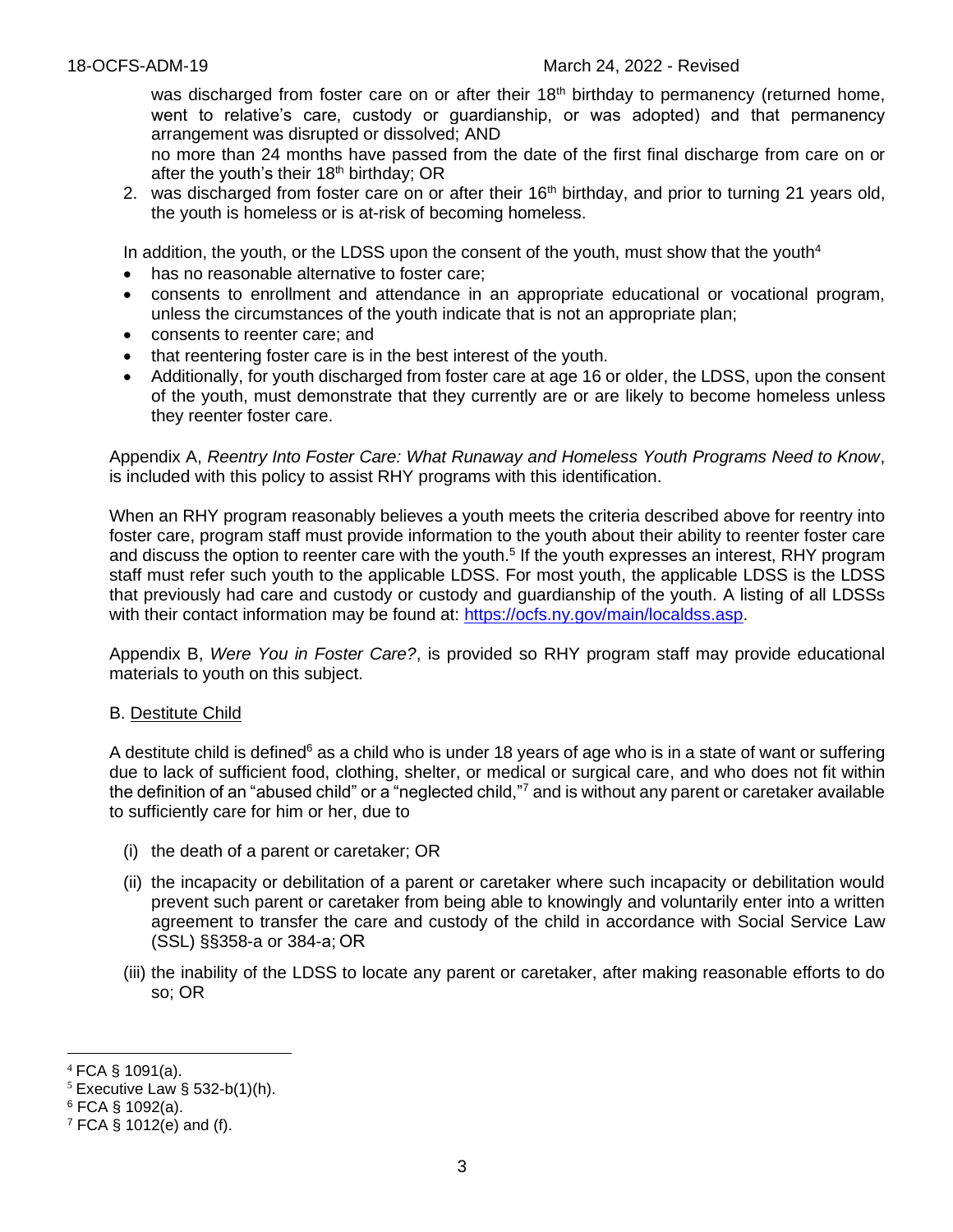was discharged from foster care on or after their 18th birthday to permanency (returned home, went to relative's care, custody or guardianship, or was adopted) and that permanency arrangement was disrupted or dissolved; AND

no more than 24 months have passed from the date of the first final discharge from care on or after the youth's their 18th birthday; OR

2. was discharged from foster care on or after their 16th birthday, and prior to turning 21 years old, the youth is homeless or is at-risk of becoming homeless.

In addition, the youth, or the LDSS upon the consent of the youth, must show that the youth[4]

- has no reasonable alternative to foster care;
- consents to enrollment and attendance in an appropriate educational or vocational program, unless the circumstances of the youth indicate that is not an appropriate plan;
- consents to reenter care; and
- that reentering foster care is in the best interest of the youth.
- Additionally, for youth discharged from foster care at age 16 or older, the LDSS, upon the consent of the youth, must demonstrate that they currently are or are likely to become homeless unless they reenter foster care.

Appendix A, *Reentry Into Foster Care: What Runaway and Homeless Youth Programs Need to Know*, is included with this policy to assist RHY programs with this identification.

When an RHY program reasonably believes a youth meets the criteria described above for reentry into foster care, program staff must provide information to the youth about their ability to reenter foster care and discuss the option to reenter care with the youth.[5] If the youth expresses an interest, RHY program staff must refer such youth to the applicable LDSS. For most youth, the applicable LDSS is the LDSS that previously had care and custody or custody and guardianship of the youth. A listing of all LDSSs with their contact information may be found at: https://ocfs.ny.gov/main/localdss.asp.

Appendix B, *Were You in Foster Care?*, is provided so RHY program staff may provide educational materials to youth on this subject.

B. Destitute Child

A destitute child is defined[6] as a child who is under 18 years of age who is in a state of want or suffering due to lack of sufficient food, clothing, shelter, or medical or surgical care, and who does not fit within the definition of an "abused child" or a "neglected child,"[7] and is without any parent or caretaker available to sufficiently care for him or her, due to

(i) the death of a parent or caretaker; OR

(ii) the incapacity or debilitation of a parent or caretaker where such incapacity or debilitation would prevent such parent or caretaker from being able to knowingly and voluntarily enter into a written agreement to transfer the care and custody of the child in accordance with Social Service Law (SSL) §§358-a or 384-a; OR

(iii) the inability of the LDSS to locate any parent or caretaker, after making reasonable efforts to do so; OR

---

[4] FCA § 1091(a).

[5] Executive Law § 532-b(1)(h).

[6] FCA § 1092(a).

[7] FCA § 1012(e) and (f).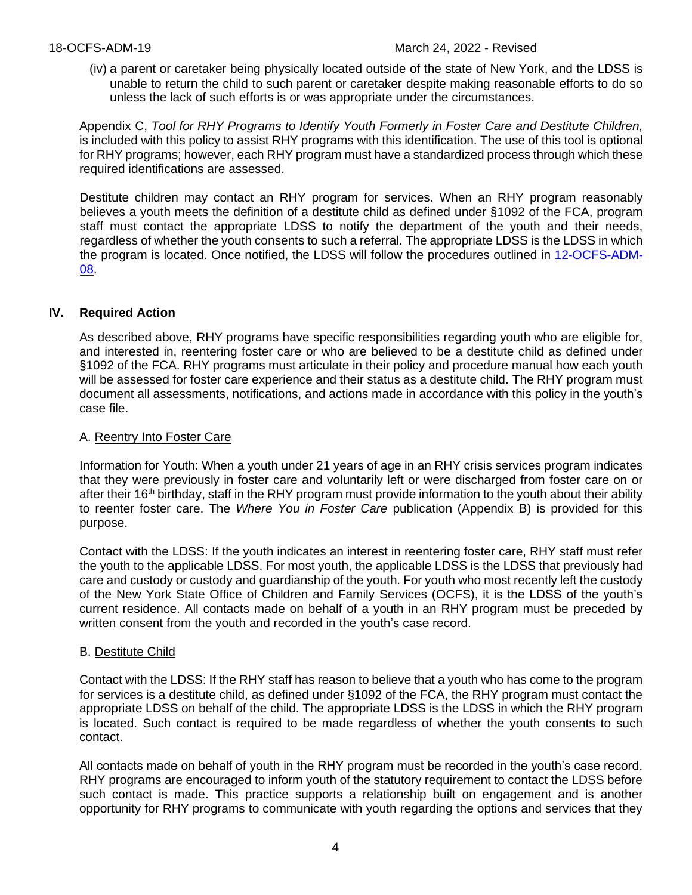(iv) a parent or caretaker being physically located outside of the state of New York, and the LDSS is unable to return the child to such parent or caretaker despite making reasonable efforts to do so unless the lack of such efforts is or was appropriate under the circumstances.

Appendix C, *Tool for RHY Programs to Identify Youth Formerly in Foster Care and Destitute Children,* is included with this policy to assist RHY programs with this identification. The use of this tool is optional for RHY programs; however, each RHY program must have a standardized process through which these required identifications are assessed.

Destitute children may contact an RHY program for services. When an RHY program reasonably believes a youth meets the definition of a destitute child as defined under §1092 of the FCA, program staff must contact the appropriate LDSS to notify the department of the youth and their needs, regardless of whether the youth consents to such a referral. The appropriate LDSS is the LDSS in which the program is located. Once notified, the LDSS will follow the procedures outlined in [12-OCFS-ADM-08]().

## IV. Required Action

As described above, RHY programs have specific responsibilities regarding youth who are eligible for, and interested in, reentering foster care or who are believed to be a destitute child as defined under §1092 of the FCA. RHY programs must articulate in their policy and procedure manual how each youth will be assessed for foster care experience and their status as a destitute child. The RHY program must document all assessments, notifications, and actions made in accordance with this policy in the youth's case file.

### A. Reentry Into Foster Care

Information for Youth: When a youth under 21 years of age in an RHY crisis services program indicates that they were previously in foster care and voluntarily left or were discharged from foster care on or after their 16th birthday, staff in the RHY program must provide information to the youth about their ability to reenter foster care. The *Where You in Foster Care* publication (Appendix B) is provided for this purpose.

Contact with the LDSS: If the youth indicates an interest in reentering foster care, RHY staff must refer the youth to the applicable LDSS. For most youth, the applicable LDSS is the LDSS that previously had care and custody or custody and guardianship of the youth. For youth who most recently left the custody of the New York State Office of Children and Family Services (OCFS), it is the LDSS of the youth's current residence. All contacts made on behalf of a youth in an RHY program must be preceded by written consent from the youth and recorded in the youth's case record.

### B. Destitute Child

Contact with the LDSS: If the RHY staff has reason to believe that a youth who has come to the program for services is a destitute child, as defined under §1092 of the FCA, the RHY program must contact the appropriate LDSS on behalf of the child. The appropriate LDSS is the LDSS in which the RHY program is located. Such contact is required to be made regardless of whether the youth consents to such contact.

All contacts made on behalf of youth in the RHY program must be recorded in the youth's case record. RHY programs are encouraged to inform youth of the statutory requirement to contact the LDSS before such contact is made. This practice supports a relationship built on engagement and is another opportunity for RHY programs to communicate with youth regarding the options and services that they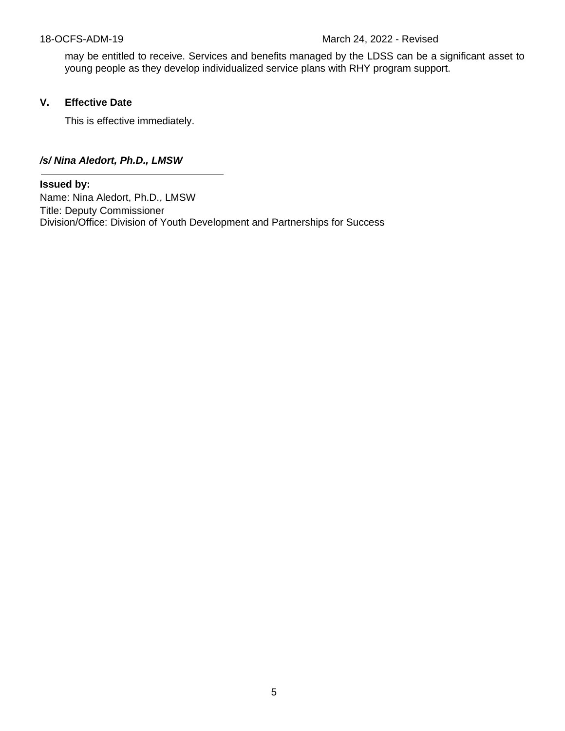may be entitled to receive. Services and benefits managed by the LDSS can be a significant asset to young people as they develop individualized service plans with RHY program support.

## V. Effective Date

This is effective immediately.

***/s/ Nina Aledort, Ph.D., LMSW***

---

**Issued by:**
Name: Nina Aledort, Ph.D., LMSW
Title: Deputy Commissioner
Division/Office: Division of Youth Development and Partnerships for Success